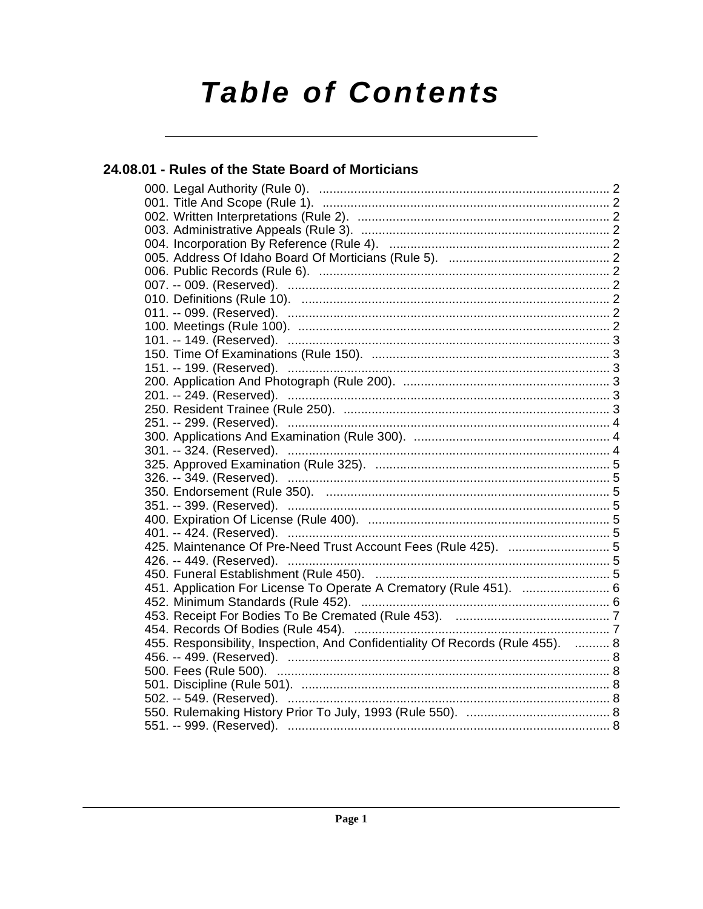# Table of Contents

## 24.08.01 - Rules of the State Board of Morticians

000. Legal Authority (Rule 0). ... 2
001. Title And Scope (Rule 1). ... 2
002. Written Interpretations (Rule 2). ... 2
003. Administrative Appeals (Rule 3). ... 2
004. Incorporation By Reference (Rule 4). ... 2
005. Address Of Idaho Board Of Morticians (Rule 5). ... 2
006. Public Records (Rule 6). ... 2
007. -- 009. (Reserved). ... 2
010. Definitions (Rule 10). ... 2
011. -- 099. (Reserved). ... 2
100. Meetings (Rule 100). ... 2
101. -- 149. (Reserved). ... 3
150. Time Of Examinations (Rule 150). ... 3
151. -- 199. (Reserved). ... 3
200. Application And Photograph (Rule 200). ... 3
201. -- 249. (Reserved). ... 3
250. Resident Trainee (Rule 250). ... 3
251. -- 299. (Reserved). ... 4
300. Applications And Examination (Rule 300). ... 4
301. -- 324. (Reserved). ... 4
325. Approved Examination (Rule 325). ... 5
326. -- 349. (Reserved). ... 5
350. Endorsement (Rule 350). ... 5
351. -- 399. (Reserved). ... 5
400. Expiration Of License (Rule 400). ... 5
401. -- 424. (Reserved). ... 5
425. Maintenance Of Pre-Need Trust Account Fees (Rule 425). ... 5
426. -- 449. (Reserved). ... 5
450. Funeral Establishment (Rule 450). ... 5
451. Application For License To Operate A Crematory (Rule 451). ... 6
452. Minimum Standards (Rule 452). ... 6
453. Receipt For Bodies To Be Cremated (Rule 453). ... 7
454. Records Of Bodies (Rule 454). ... 7
455. Responsibility, Inspection, And Confidentiality Of Records (Rule 455). ... 8
456. -- 499. (Reserved). ... 8
500. Fees (Rule 500). ... 8
501. Discipline (Rule 501). ... 8
502. -- 549. (Reserved). ... 8
550. Rulemaking History Prior To July, 1993 (Rule 550). ... 8
551. -- 999. (Reserved). ... 8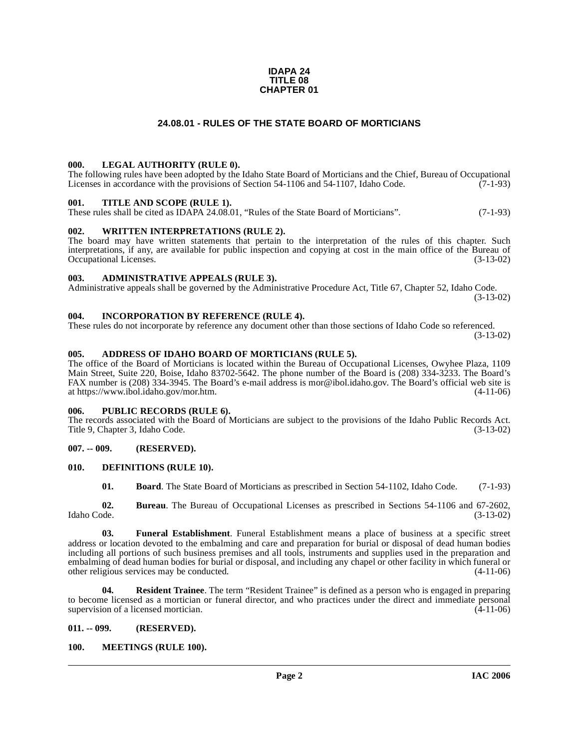**IDAPA 24**
**TITLE 08**
**CHAPTER 01**

# 24.08.01 - RULES OF THE STATE BOARD OF MORTICIANS

## 000. LEGAL AUTHORITY (RULE 0).

The following rules have been adopted by the Idaho State Board of Morticians and the Chief, Bureau of Occupational Licenses in accordance with the provisions of Section 54-1106 and 54-1107, Idaho Code. (7-1-93)

## 001. TITLE AND SCOPE (RULE 1).

These rules shall be cited as IDAPA 24.08.01, "Rules of the State Board of Morticians". (7-1-93)

## 002. WRITTEN INTERPRETATIONS (RULE 2).

The board may have written statements that pertain to the interpretation of the rules of this chapter. Such interpretations, if any, are available for public inspection and copying at cost in the main office of the Bureau of Occupational Licenses. (3-13-02)

## 003. ADMINISTRATIVE APPEALS (RULE 3).

Administrative appeals shall be governed by the Administrative Procedure Act, Title 67, Chapter 52, Idaho Code. (3-13-02)

## 004. INCORPORATION BY REFERENCE (RULE 4).

These rules do not incorporate by reference any document other than those sections of Idaho Code so referenced. (3-13-02)

## 005. ADDRESS OF IDAHO BOARD OF MORTICIANS (RULE 5).

The office of the Board of Morticians is located within the Bureau of Occupational Licenses, Owyhee Plaza, 1109 Main Street, Suite 220, Boise, Idaho 83702-5642. The phone number of the Board is (208) 334-3233. The Board's FAX number is (208) 334-3945. The Board's e-mail address is mor@ibol.idaho.gov. The Board's official web site is at https://www.ibol.idaho.gov/mor.htm. (4-11-06)

## 006. PUBLIC RECORDS (RULE 6).

The records associated with the Board of Morticians are subject to the provisions of the Idaho Public Records Act. Title 9, Chapter 3, Idaho Code. (3-13-02)

## 007. -- 009. (RESERVED).

## 010. DEFINITIONS (RULE 10).

**01. Board**. The State Board of Morticians as prescribed in Section 54-1102, Idaho Code. (7-1-93)

**02. Bureau**. The Bureau of Occupational Licenses as prescribed in Sections 54-1106 and 67-2602, Idaho Code. (3-13-02)

**03. Funeral Establishment**. Funeral Establishment means a place of business at a specific street address or location devoted to the embalming and care and preparation for burial or disposal of dead human bodies including all portions of such business premises and all tools, instruments and supplies used in the preparation and embalming of dead human bodies for burial or disposal, and including any chapel or other facility in which funeral or other religious services may be conducted. (4-11-06)

**04. Resident Trainee**. The term "Resident Trainee" is defined as a person who is engaged in preparing to become licensed as a mortician or funeral director, and who practices under the direct and immediate personal supervision of a licensed mortician. (4-11-06)

## 011. -- 099. (RESERVED).

## 100. MEETINGS (RULE 100).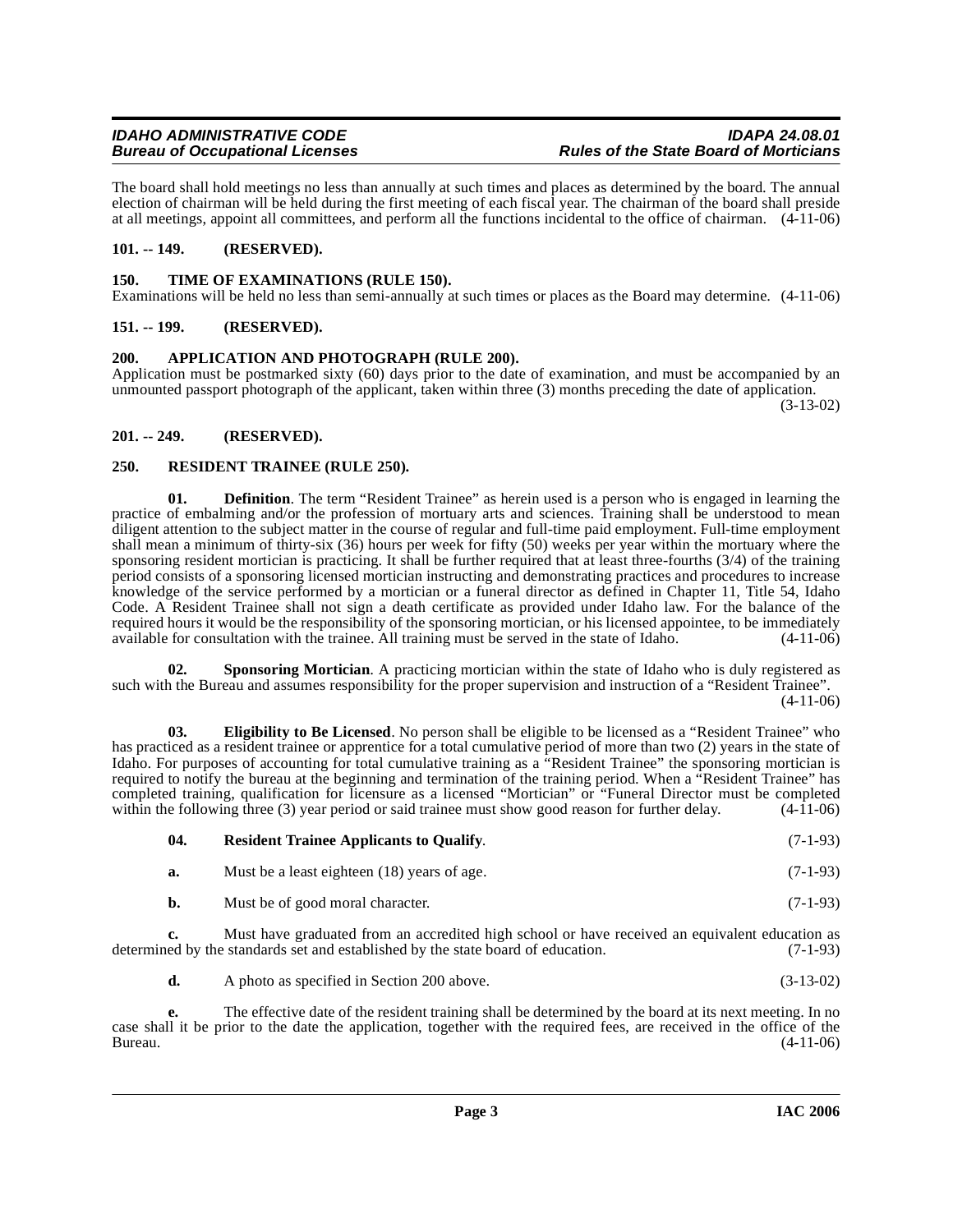The board shall hold meetings no less than annually at such times and places as determined by the board. The annual election of chairman will be held during the first meeting of each fiscal year. The chairman of the board shall preside at all meetings, appoint all committees, and perform all the functions incidental to the office of chairman. (4-11-06)

### 101. -- 149. (RESERVED).

### 150. TIME OF EXAMINATIONS (RULE 150).

Examinations will be held no less than semi-annually at such times or places as the Board may determine. (4-11-06)

### 151. -- 199. (RESERVED).

### 200. APPLICATION AND PHOTOGRAPH (RULE 200).

Application must be postmarked sixty (60) days prior to the date of examination, and must be accompanied by an unmounted passport photograph of the applicant, taken within three (3) months preceding the date of application. (3-13-02)

### 201. -- 249. (RESERVED).

### 250. RESIDENT TRAINEE (RULE 250).

**01. Definition**. The term "Resident Trainee" as herein used is a person who is engaged in learning the practice of embalming and/or the profession of mortuary arts and sciences. Training shall be understood to mean diligent attention to the subject matter in the course of regular and full-time paid employment. Full-time employment shall mean a minimum of thirty-six (36) hours per week for fifty (50) weeks per year within the mortuary where the sponsoring resident mortician is practicing. It shall be further required that at least three-fourths (3/4) of the training period consists of a sponsoring licensed mortician instructing and demonstrating practices and procedures to increase knowledge of the service performed by a mortician or a funeral director as defined in Chapter 11, Title 54, Idaho Code. A Resident Trainee shall not sign a death certificate as provided under Idaho law. For the balance of the required hours it would be the responsibility of the sponsoring mortician, or his licensed appointee, to be immediately available for consultation with the trainee. All training must be served in the state of Idaho. (4-11-06)

**02. Sponsoring Mortician**. A practicing mortician within the state of Idaho who is duly registered as such with the Bureau and assumes responsibility for the proper supervision and instruction of a "Resident Trainee". (4-11-06)

**03. Eligibility to Be Licensed**. No person shall be eligible to be licensed as a "Resident Trainee" who has practiced as a resident trainee or apprentice for a total cumulative period of more than two (2) years in the state of Idaho. For purposes of accounting for total cumulative training as a "Resident Trainee" the sponsoring mortician is required to notify the bureau at the beginning and termination of the training period. When a "Resident Trainee" has completed training, qualification for licensure as a licensed "Mortician" or "Funeral Director must be completed within the following three (3) year period or said trainee must show good reason for further delay. (4-11-06)

**04. Resident Trainee Applicants to Qualify**. (7-1-93)

**a.** Must be a least eighteen (18) years of age. (7-1-93)

**b.** Must be of good moral character. (7-1-93)

**c.** Must have graduated from an accredited high school or have received an equivalent education as determined by the standards set and established by the state board of education. (7-1-93)

**d.** A photo as specified in Section 200 above. (3-13-02)

**e.** The effective date of the resident training shall be determined by the board at its next meeting. In no case shall it be prior to the date the application, together with the required fees, are received in the office of the Bureau. (4-11-06)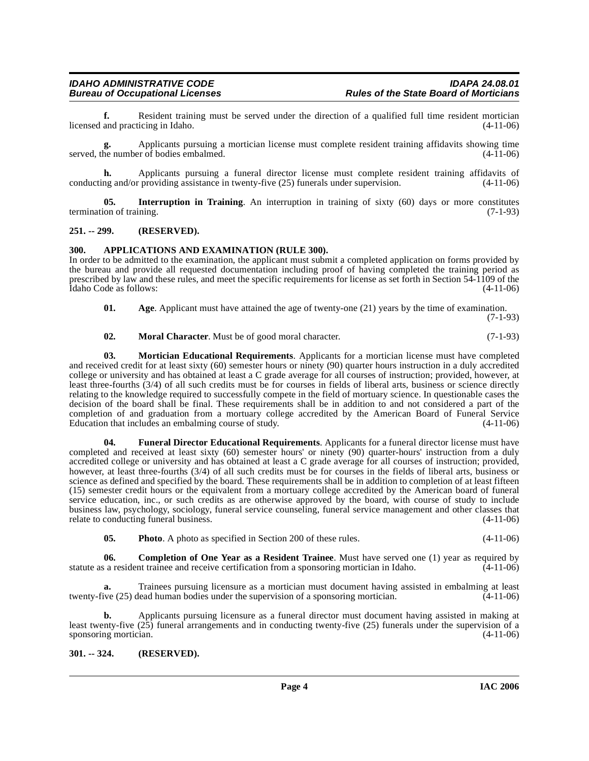**f.** Resident training must be served under the direction of a qualified full time resident mortician licensed and practicing in Idaho. (4-11-06)

**g.** Applicants pursuing a mortician license must complete resident training affidavits showing time served, the number of bodies embalmed. (4-11-06)

**h.** Applicants pursuing a funeral director license must complete resident training affidavits of conducting and/or providing assistance in twenty-five (25) funerals under supervision. (4-11-06)

**05. Interruption in Training**. An interruption in training of sixty (60) days or more constitutes termination of training. (7-1-93)

### 251. -- 299. (RESERVED).

### 300. APPLICATIONS AND EXAMINATION (RULE 300).

In order to be admitted to the examination, the applicant must submit a completed application on forms provided by the bureau and provide all requested documentation including proof of having completed the training period as prescribed by law and these rules, and meet the specific requirements for license as set forth in Section 54-1109 of the Idaho Code as follows: (4-11-06)

**01. Age**. Applicant must have attained the age of twenty-one (21) years by the time of examination. (7-1-93)

**02. Moral Character**. Must be of good moral character. (7-1-93)

**03. Mortician Educational Requirements**. Applicants for a mortician license must have completed and received credit for at least sixty (60) semester hours or ninety (90) quarter hours instruction in a duly accredited college or university and has obtained at least a C grade average for all courses of instruction; provided, however, at least three-fourths (3/4) of all such credits must be for courses in fields of liberal arts, business or science directly relating to the knowledge required to successfully compete in the field of mortuary science. In questionable cases the decision of the board shall be final. These requirements shall be in addition to and not considered a part of the completion of and graduation from a mortuary college accredited by the American Board of Funeral Service Education that includes an embalming course of study. (4-11-06)

**04. Funeral Director Educational Requirements**. Applicants for a funeral director license must have completed and received at least sixty (60) semester hours' or ninety (90) quarter-hours' instruction from a duly accredited college or university and has obtained at least a C grade average for all courses of instruction; provided, however, at least three-fourths (3/4) of all such credits must be for courses in the fields of liberal arts, business or science as defined and specified by the board. These requirements shall be in addition to completion of at least fifteen (15) semester credit hours or the equivalent from a mortuary college accredited by the American board of funeral service education, inc., or such credits as are otherwise approved by the board, with course of study to include business law, psychology, sociology, funeral service counseling, funeral service management and other classes that relate to conducting funeral business. (4-11-06)

**05. Photo**. A photo as specified in Section 200 of these rules. (4-11-06)

**06. Completion of One Year as a Resident Trainee**. Must have served one (1) year as required by statute as a resident trainee and receive certification from a sponsoring mortician in Idaho. (4-11-06)

**a.** Trainees pursuing licensure as a mortician must document having assisted in embalming at least twenty-five (25) dead human bodies under the supervision of a sponsoring mortician. (4-11-06)

**b.** Applicants pursuing licensure as a funeral director must document having assisted in making at least twenty-five (25) funeral arrangements and in conducting twenty-five (25) funerals under the supervision of a sponsoring mortician. (4-11-06)

### 301. -- 324. (RESERVED).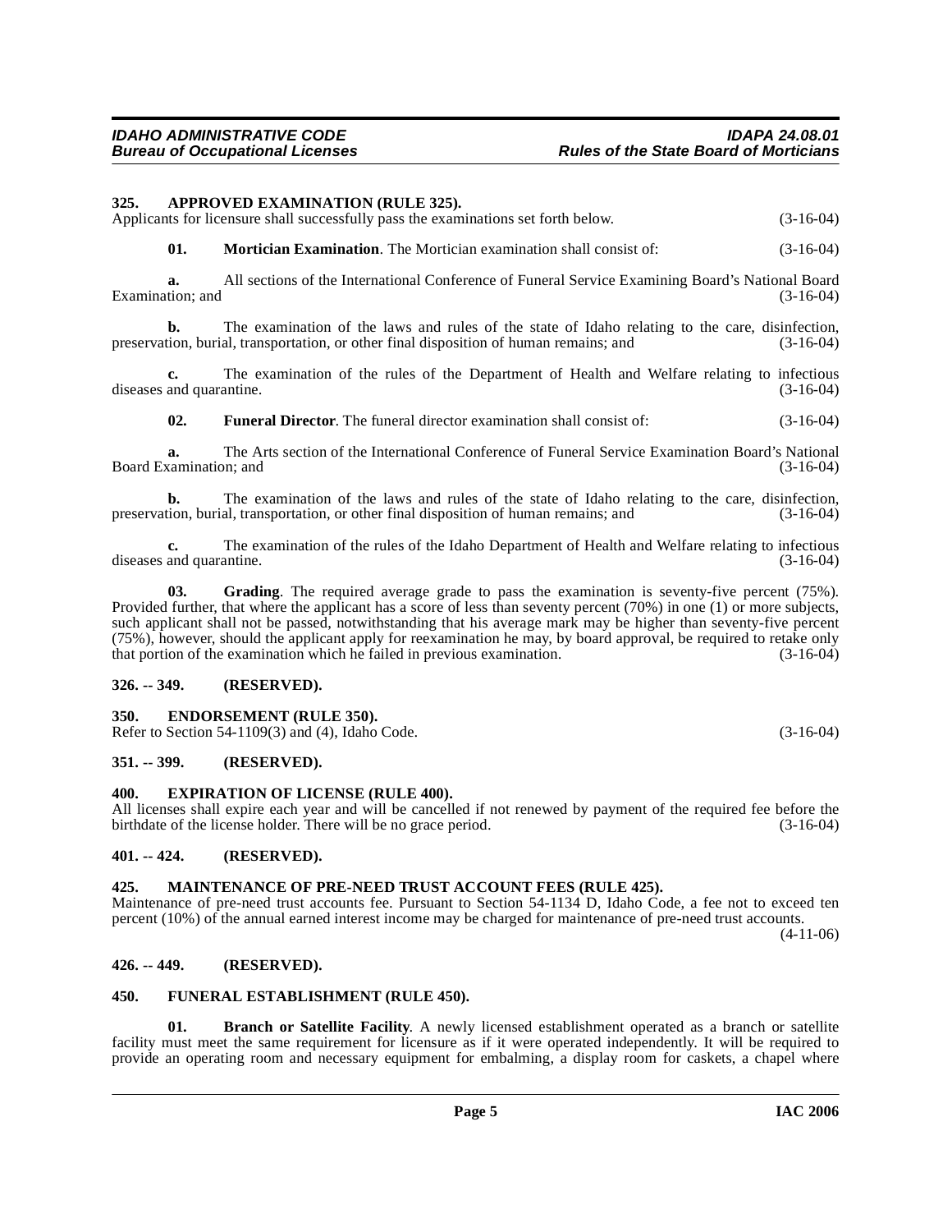### 325. APPROVED EXAMINATION (RULE 325).

Applicants for licensure shall successfully pass the examinations set forth below. (3-16-04)

**01. Mortician Examination**. The Mortician examination shall consist of: (3-16-04)

**a.** All sections of the International Conference of Funeral Service Examining Board's National Board Examination; and (3-16-04)

**b.** The examination of the laws and rules of the state of Idaho relating to the care, disinfection, preservation, burial, transportation, or other final disposition of human remains; and (3-16-04)

**c.** The examination of the rules of the Department of Health and Welfare relating to infectious diseases and quarantine. (3-16-04)

**02. Funeral Director**. The funeral director examination shall consist of: (3-16-04)

**a.** The Arts section of the International Conference of Funeral Service Examination Board's National Board Examination; and (3-16-04)

**b.** The examination of the laws and rules of the state of Idaho relating to the care, disinfection, preservation, burial, transportation, or other final disposition of human remains; and (3-16-04)

**c.** The examination of the rules of the Idaho Department of Health and Welfare relating to infectious diseases and quarantine. (3-16-04)

**03. Grading**. The required average grade to pass the examination is seventy-five percent (75%). Provided further, that where the applicant has a score of less than seventy percent (70%) in one (1) or more subjects, such applicant shall not be passed, notwithstanding that his average mark may be higher than seventy-five percent (75%), however, should the applicant apply for reexamination he may, by board approval, be required to retake only that portion of the examination which he failed in previous examination. (3-16-04)

### 326. -- 349. (RESERVED).

### 350. ENDORSEMENT (RULE 350).

Refer to Section 54-1109(3) and (4), Idaho Code. (3-16-04)

### 351. -- 399. (RESERVED).

### 400. EXPIRATION OF LICENSE (RULE 400).

All licenses shall expire each year and will be cancelled if not renewed by payment of the required fee before the birthdate of the license holder. There will be no grace period. (3-16-04)

### 401. -- 424. (RESERVED).

### 425. MAINTENANCE OF PRE-NEED TRUST ACCOUNT FEES (RULE 425).

Maintenance of pre-need trust accounts fee. Pursuant to Section 54-1134 D, Idaho Code, a fee not to exceed ten percent (10%) of the annual earned interest income may be charged for maintenance of pre-need trust accounts. (4-11-06)

### 426. -- 449. (RESERVED).

### 450. FUNERAL ESTABLISHMENT (RULE 450).

**01. Branch or Satellite Facility**. A newly licensed establishment operated as a branch or satellite facility must meet the same requirement for licensure as if it were operated independently. It will be required to provide an operating room and necessary equipment for embalming, a display room for caskets, a chapel where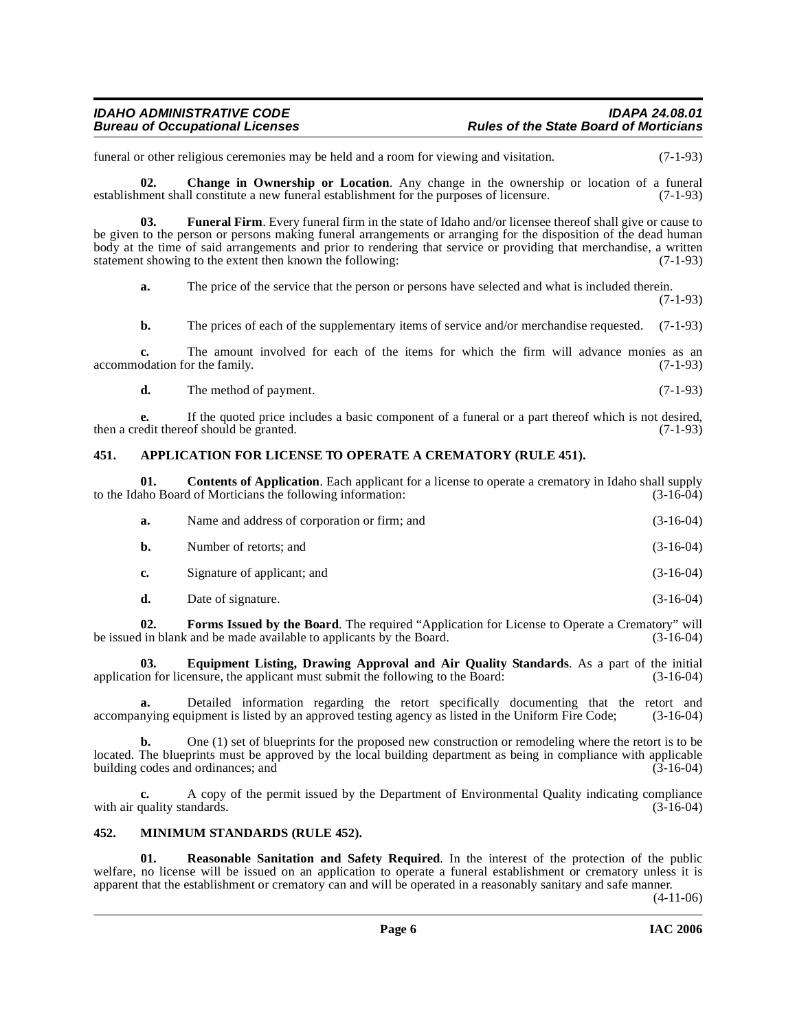funeral or other religious ceremonies may be held and a room for viewing and visitation. (7-1-93)

**02. Change in Ownership or Location**. Any change in the ownership or location of a funeral establishment shall constitute a new funeral establishment for the purposes of licensure. (7-1-93)

**03. Funeral Firm**. Every funeral firm in the state of Idaho and/or licensee thereof shall give or cause to be given to the person or persons making funeral arrangements or arranging for the disposition of the dead human body at the time of said arrangements and prior to rendering that service or providing that merchandise, a written statement showing to the extent then known the following: (7-1-93)

**a.** The price of the service that the person or persons have selected and what is included therein. (7-1-93)

**b.** The prices of each of the supplementary items of service and/or merchandise requested. (7-1-93)

**c.** The amount involved for each of the items for which the firm will advance monies as an accommodation for the family. (7-1-93)

**d.** The method of payment. (7-1-93)

**e.** If the quoted price includes a basic component of a funeral or a part thereof which is not desired, then a credit thereof should be granted. (7-1-93)

## 451. APPLICATION FOR LICENSE TO OPERATE A CREMATORY (RULE 451).

**01. Contents of Application**. Each applicant for a license to operate a crematory in Idaho shall supply to the Idaho Board of Morticians the following information: (3-16-04)

**a.** Name and address of corporation or firm; and (3-16-04)

**b.** Number of retorts; and (3-16-04)

**c.** Signature of applicant; and (3-16-04)

**d.** Date of signature. (3-16-04)

**02. Forms Issued by the Board**. The required "Application for License to Operate a Crematory" will be issued in blank and be made available to applicants by the Board. (3-16-04)

**03. Equipment Listing, Drawing Approval and Air Quality Standards**. As a part of the initial application for licensure, the applicant must submit the following to the Board: (3-16-04)

**a.** Detailed information regarding the retort specifically documenting that the retort and accompanying equipment is listed by an approved testing agency as listed in the Uniform Fire Code; (3-16-04)

**b.** One (1) set of blueprints for the proposed new construction or remodeling where the retort is to be located. The blueprints must be approved by the local building department as being in compliance with applicable building codes and ordinances; and (3-16-04)

**c.** A copy of the permit issued by the Department of Environmental Quality indicating compliance with air quality standards. (3-16-04)

## 452. MINIMUM STANDARDS (RULE 452).

**01. Reasonable Sanitation and Safety Required**. In the interest of the protection of the public welfare, no license will be issued on an application to operate a funeral establishment or crematory unless it is apparent that the establishment or crematory can and will be operated in a reasonably sanitary and safe manner. (4-11-06)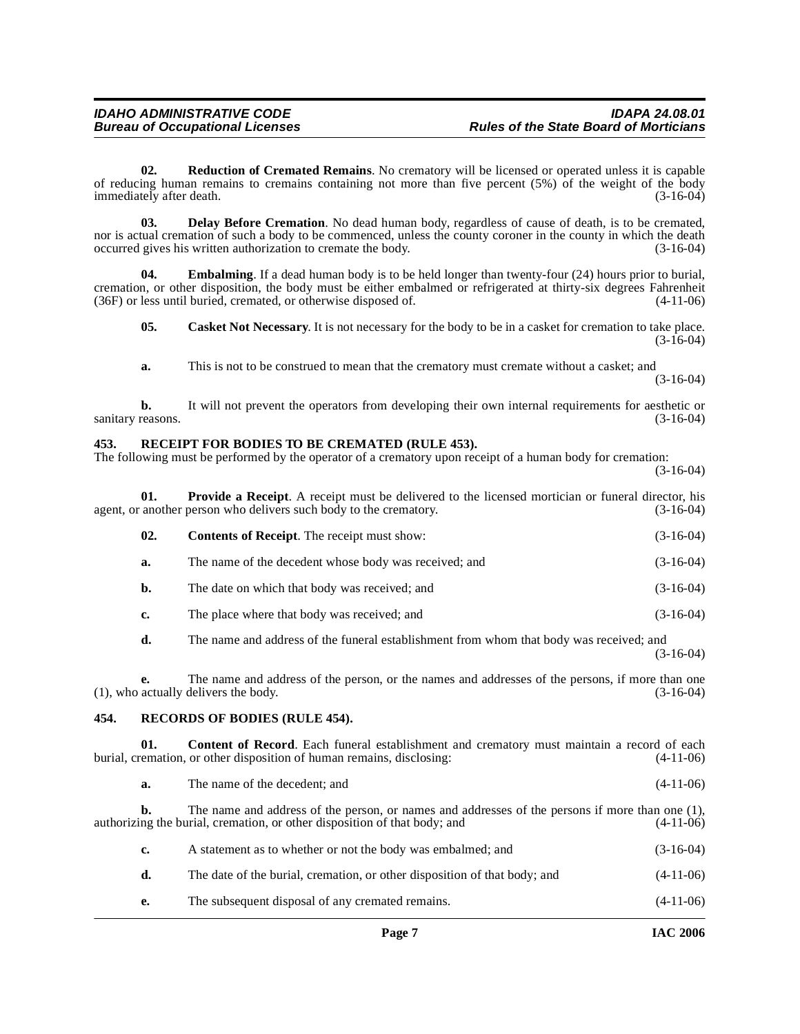**02. Reduction of Cremated Remains**. No crematory will be licensed or operated unless it is capable of reducing human remains to cremains containing not more than five percent (5%) of the weight of the body immediately after death. (3-16-04)

**03. Delay Before Cremation**. No dead human body, regardless of cause of death, is to be cremated, nor is actual cremation of such a body to be commenced, unless the county coroner in the county in which the death occurred gives his written authorization to cremate the body. (3-16-04)

**04. Embalming**. If a dead human body is to be held longer than twenty-four (24) hours prior to burial, cremation, or other disposition, the body must be either embalmed or refrigerated at thirty-six degrees Fahrenheit (36F) or less until buried, cremated, or otherwise disposed of. (4-11-06)

**05. Casket Not Necessary**. It is not necessary for the body to be in a casket for cremation to take place. (3-16-04)

**a.** This is not to be construed to mean that the crematory must cremate without a casket; and (3-16-04)

**b.** It will not prevent the operators from developing their own internal requirements for aesthetic or sanitary reasons. (3-16-04)

## 453. RECEIPT FOR BODIES TO BE CREMATED (RULE 453).

The following must be performed by the operator of a crematory upon receipt of a human body for cremation: (3-16-04)

**01. Provide a Receipt**. A receipt must be delivered to the licensed mortician or funeral director, his agent, or another person who delivers such body to the crematory. (3-16-04)

**02. Contents of Receipt**. The receipt must show: (3-16-04)

**a.** The name of the decedent whose body was received; and (3-16-04)

**b.** The date on which that body was received; and (3-16-04)

**c.** The place where that body was received; and (3-16-04)

**d.** The name and address of the funeral establishment from whom that body was received; and (3-16-04)

**e.** The name and address of the person, or the names and addresses of the persons, if more than one (1), who actually delivers the body. (3-16-04)

## 454. RECORDS OF BODIES (RULE 454).

**01. Content of Record**. Each funeral establishment and crematory must maintain a record of each burial, cremation, or other disposition of human remains, disclosing: (4-11-06)

**a.** The name of the decedent; and (4-11-06)

**b.** The name and address of the person, or names and addresses of the persons if more than one (1), authorizing the burial, cremation, or other disposition of that body; and (4-11-06)

**c.** A statement as to whether or not the body was embalmed; and (3-16-04)

**d.** The date of the burial, cremation, or other disposition of that body; and (4-11-06)

**e.** The subsequent disposal of any cremated remains. (4-11-06)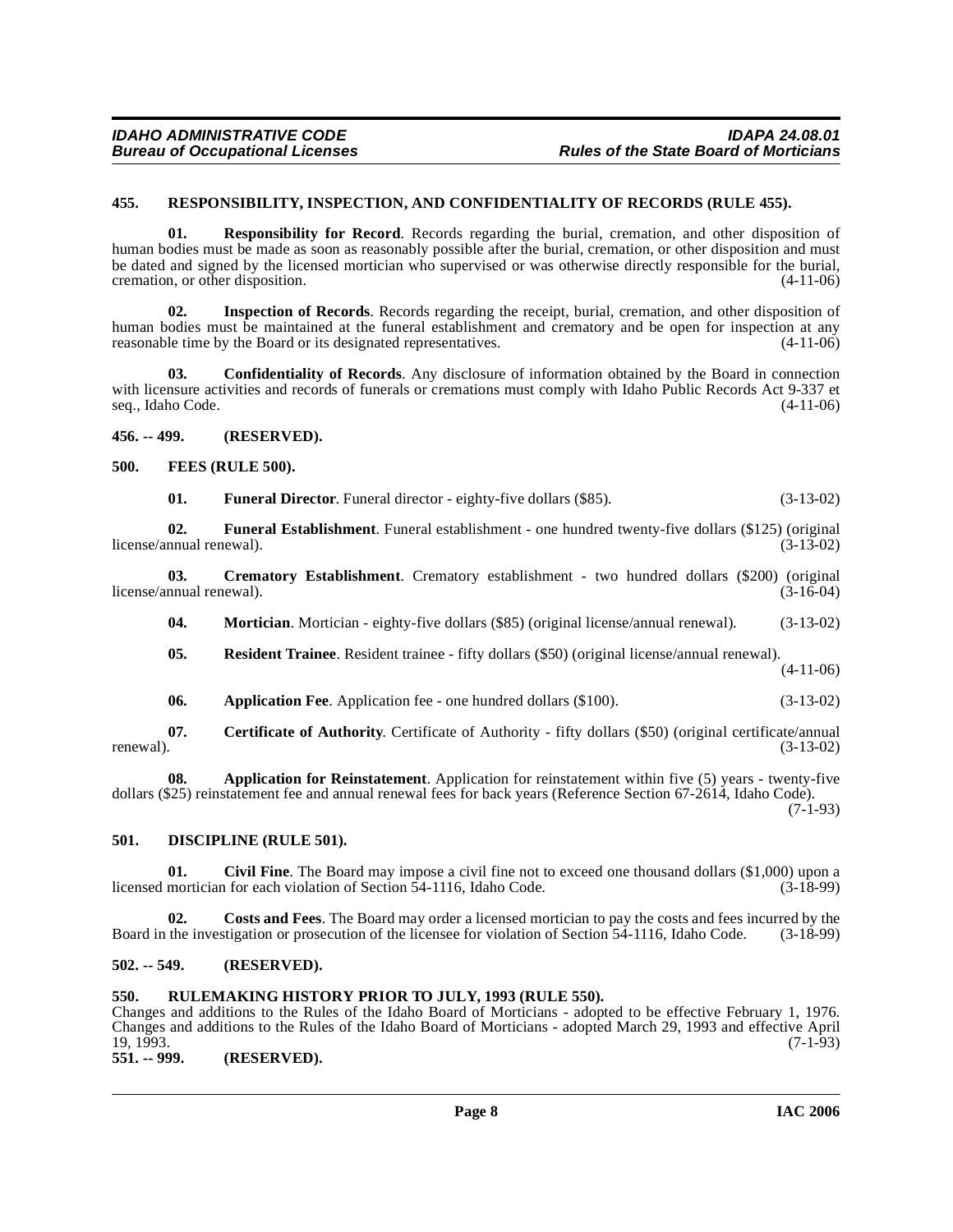### 455. RESPONSIBILITY, INSPECTION, AND CONFIDENTIALITY OF RECORDS (RULE 455).

**01. Responsibility for Record**. Records regarding the burial, cremation, and other disposition of human bodies must be made as soon as reasonably possible after the burial, cremation, or other disposition and must be dated and signed by the licensed mortician who supervised or was otherwise directly responsible for the burial, cremation, or other disposition. (4-11-06)

**02. Inspection of Records**. Records regarding the receipt, burial, cremation, and other disposition of human bodies must be maintained at the funeral establishment and crematory and be open for inspection at any reasonable time by the Board or its designated representatives. (4-11-06)

**03. Confidentiality of Records**. Any disclosure of information obtained by the Board in connection with licensure activities and records of funerals or cremations must comply with Idaho Public Records Act 9-337 et seq., Idaho Code. (4-11-06)

### 456. -- 499. (RESERVED).

### 500. FEES (RULE 500).

**01. Funeral Director**. Funeral director - eighty-five dollars ($85). (3-13-02)

**02. Funeral Establishment**. Funeral establishment - one hundred twenty-five dollars ($125) (original license/annual renewal). (3-13-02)

**03. Crematory Establishment**. Crematory establishment - two hundred dollars ($200) (original license/annual renewal). (3-16-04)

**04. Mortician**. Mortician - eighty-five dollars ($85) (original license/annual renewal). (3-13-02)

**05. Resident Trainee**. Resident trainee - fifty dollars ($50) (original license/annual renewal). (4-11-06)

**06. Application Fee**. Application fee - one hundred dollars ($100). (3-13-02)

**07. Certificate of Authority**. Certificate of Authority - fifty dollars ($50) (original certificate/annual renewal). (3-13-02)

**08. Application for Reinstatement**. Application for reinstatement within five (5) years - twenty-five dollars ($25) reinstatement fee and annual renewal fees for back years (Reference Section 67-2614, Idaho Code). (7-1-93)

### 501. DISCIPLINE (RULE 501).

**01. Civil Fine**. The Board may impose a civil fine not to exceed one thousand dollars ($1,000) upon a licensed mortician for each violation of Section 54-1116, Idaho Code. (3-18-99)

**02. Costs and Fees**. The Board may order a licensed mortician to pay the costs and fees incurred by the Board in the investigation or prosecution of the licensee for violation of Section 54-1116, Idaho Code. (3-18-99)

### 502. -- 549. (RESERVED).

### 550. RULEMAKING HISTORY PRIOR TO JULY, 1993 (RULE 550).

Changes and additions to the Rules of the Idaho Board of Morticians - adopted to be effective February 1, 1976. Changes and additions to the Rules of the Idaho Board of Morticians - adopted March 29, 1993 and effective April 19, 1993. (7-1-93)

### 551. -- 999. (RESERVED).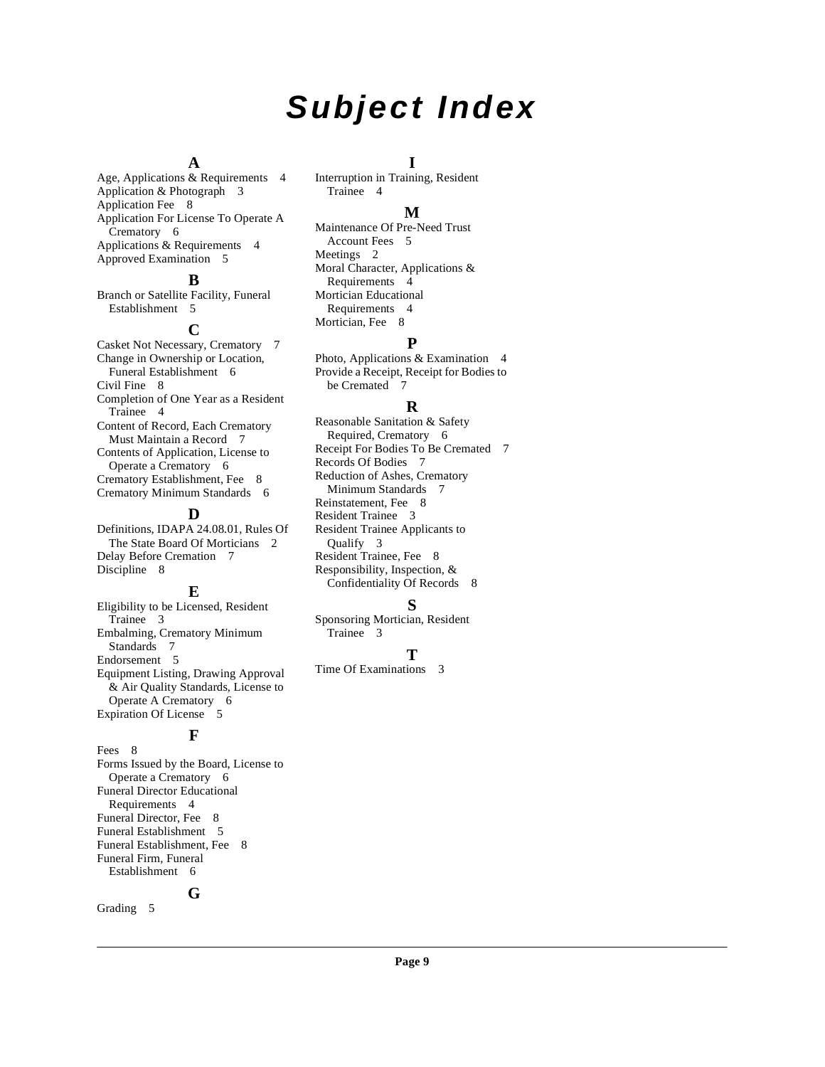# Subject Index

**A**

Age, Applications & Requirements 4
Application & Photograph 3
Application Fee 8
Application For License To Operate A Crematory 6
Applications & Requirements 4
Approved Examination 5

**B**

Branch or Satellite Facility, Funeral Establishment 5

**C**

Casket Not Necessary, Crematory 7
Change in Ownership or Location, Funeral Establishment 6
Civil Fine 8
Completion of One Year as a Resident Trainee 4
Content of Record, Each Crematory Must Maintain a Record 7
Contents of Application, License to Operate a Crematory 6
Crematory Establishment, Fee 8
Crematory Minimum Standards 6

**D**

Definitions, IDAPA 24.08.01, Rules Of The State Board Of Morticians 2
Delay Before Cremation 7
Discipline 8

**E**

Eligibility to be Licensed, Resident Trainee 3
Embalming, Crematory Minimum Standards 7
Endorsement 5
Equipment Listing, Drawing Approval & Air Quality Standards, License to Operate A Crematory 6
Expiration Of License 5

**F**

Fees 8
Forms Issued by the Board, License to Operate a Crematory 6
Funeral Director Educational Requirements 4
Funeral Director, Fee 8
Funeral Establishment 5
Funeral Establishment, Fee 8
Funeral Firm, Funeral Establishment 6

**G**

Grading 5

**I**

Interruption in Training, Resident Trainee 4

**M**

Maintenance Of Pre-Need Trust Account Fees 5
Meetings 2
Moral Character, Applications & Requirements 4
Mortician Educational Requirements 4
Mortician, Fee 8

**P**

Photo, Applications & Examination 4
Provide a Receipt, Receipt for Bodies to be Cremated 7

**R**

Reasonable Sanitation & Safety Required, Crematory 6
Receipt For Bodies To Be Cremated 7
Records Of Bodies 7
Reduction of Ashes, Crematory Minimum Standards 7
Reinstatement, Fee 8
Resident Trainee 3
Resident Trainee Applicants to Qualify 3
Resident Trainee, Fee 8
Responsibility, Inspection, & Confidentiality Of Records 8

**S**

Sponsoring Mortician, Resident Trainee 3

**T**

Time Of Examinations 3